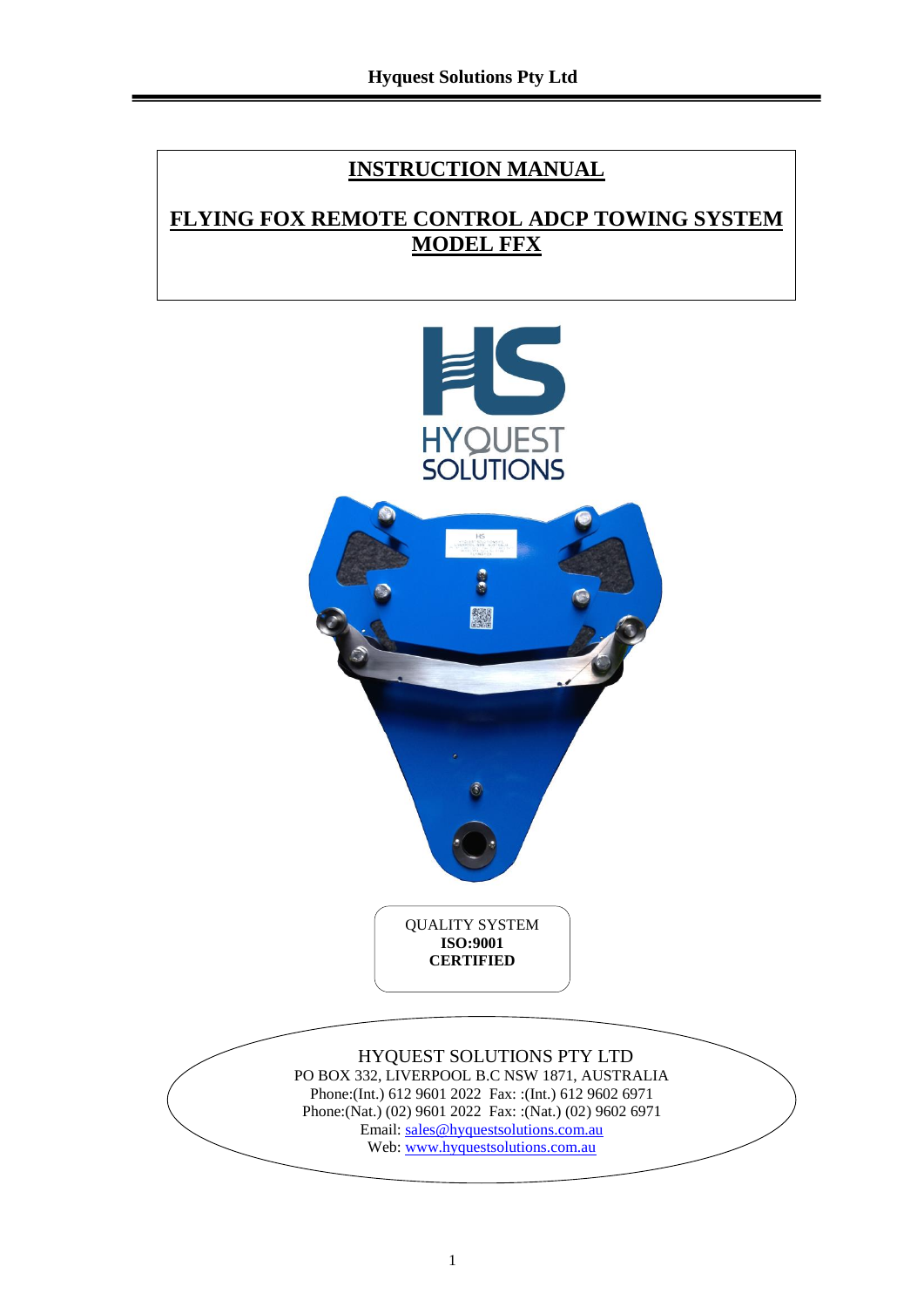# INSTRUCTION MANUAL

## FLYING FOX REMOTE CONTROL ADCP TOWING SYSTEM MODEL FFX

QUALITY SYSTEM
**ISO:9001**
**CERTIFIED**

HYQUEST SOLUTIONS PTY LTD
PO BOX 332, LIVERPOOL B.C NSW 1871, AUSTRALIA
Phone:(Int.) 612 9601 2022 Fax: :(Int.) 612 9602 6971
Phone:(Nat.) (02) 9601 2022 Fax: :(Nat.) (02) 9602 6971
Email: sales@hyquestsolutions.com.au
Web: www.hyquestsolutions.com.au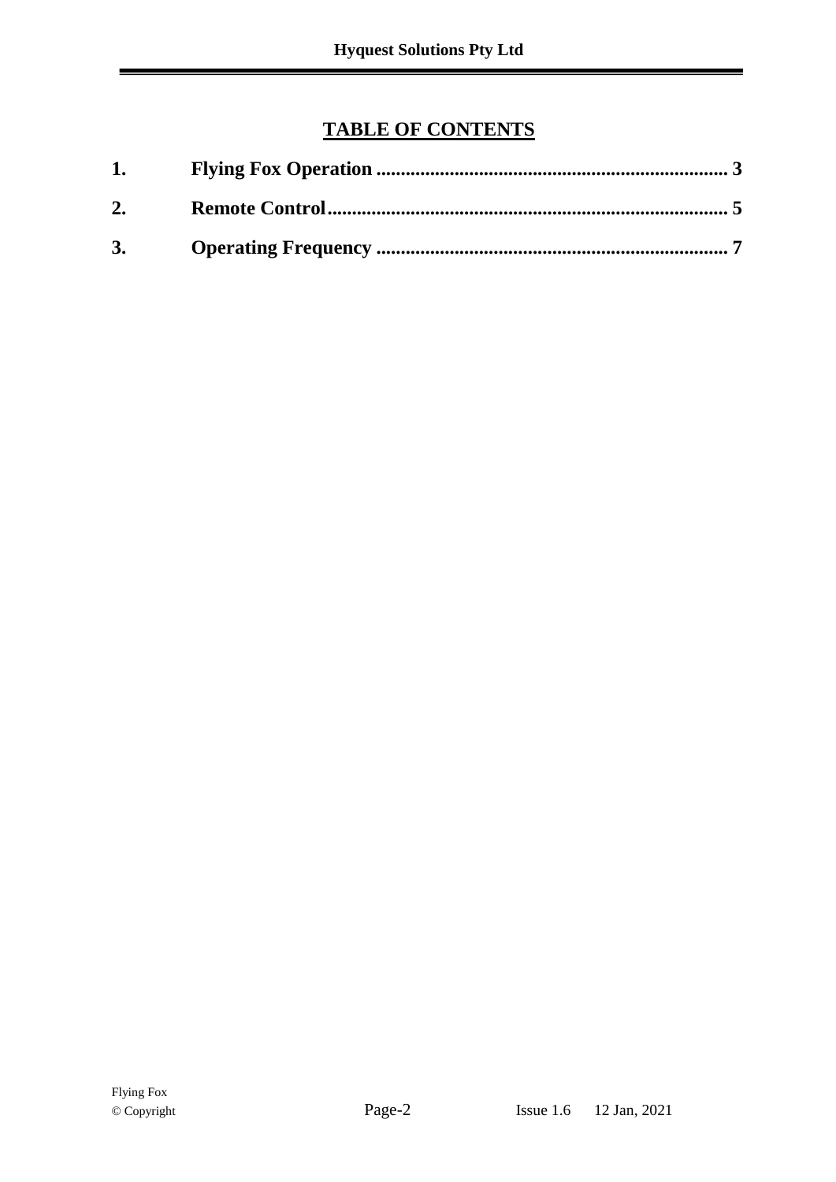# TABLE OF CONTENTS

**1. Flying Fox Operation ........................................................................ 3**

**2. Remote Control................................................................................ 5**

**3. Operating Frequency ........................................................................ 7**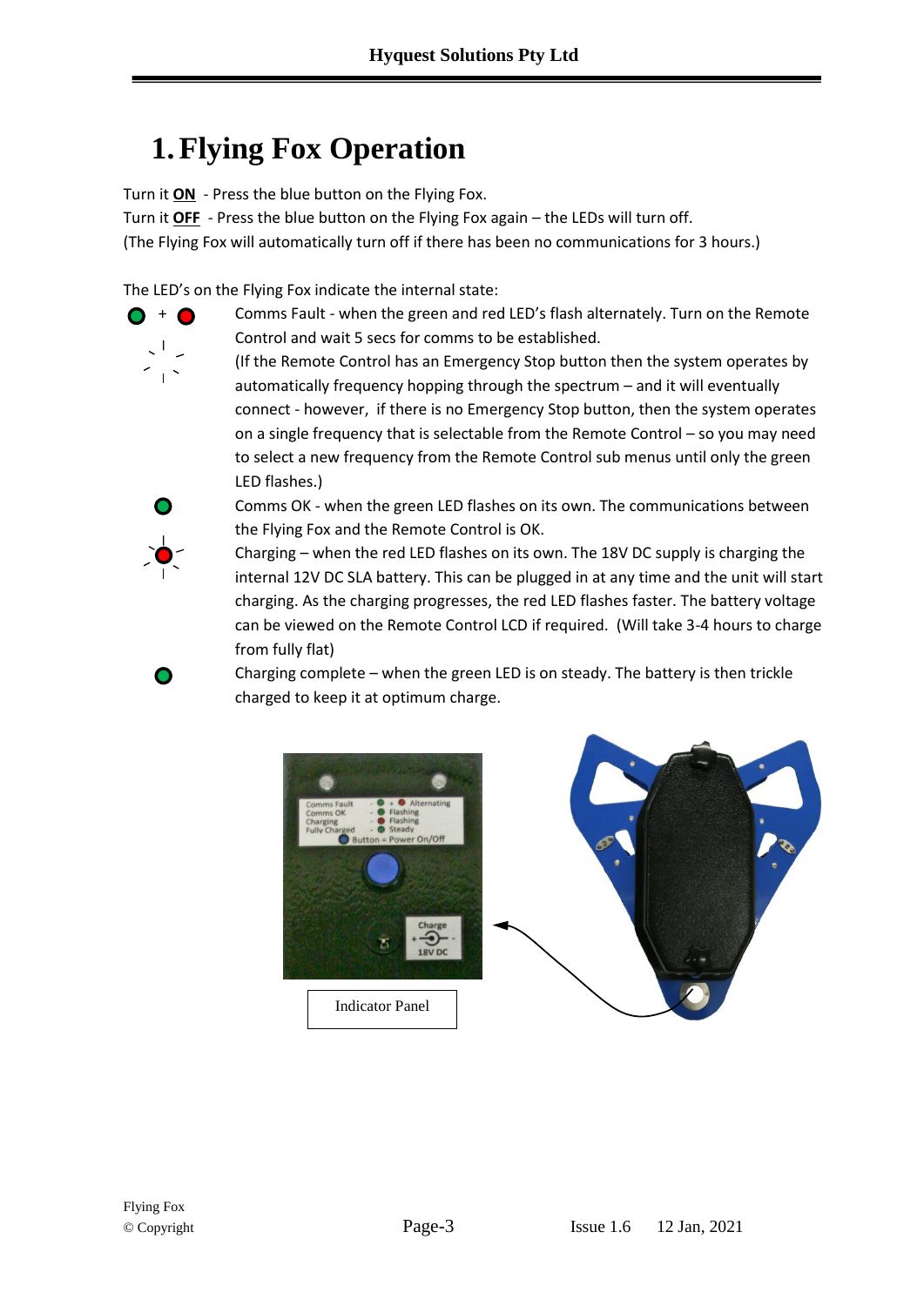# 1. Flying Fox Operation

Turn it **ON** - Press the blue button on the Flying Fox.
Turn it **OFF** - Press the blue button on the Flying Fox again – the LEDs will turn off.
(The Flying Fox will automatically turn off if there has been no communications for 3 hours.)

The LED's on the Flying Fox indicate the internal state:

Comms Fault - when the green and red LED's flash alternately. Turn on the Remote Control and wait 5 secs for comms to be established.
(If the Remote Control has an Emergency Stop button then the system operates by automatically frequency hopping through the spectrum – and it will eventually connect - however, if there is no Emergency Stop button, then the system operates on a single frequency that is selectable from the Remote Control – so you may need to select a new frequency from the Remote Control sub menus until only the green LED flashes.)

Comms OK - when the green LED flashes on its own. The communications between the Flying Fox and the Remote Control is OK.

Charging – when the red LED flashes on its own. The 18V DC supply is charging the internal 12V DC SLA battery. This can be plugged in at any time and the unit will start charging. As the charging progresses, the red LED flashes faster. The battery voltage can be viewed on the Remote Control LCD if required. (Will take 3-4 hours to charge from fully flat)

Charging complete – when the green LED is on steady. The battery is then trickle charged to keep it at optimum charge.

Indicator Panel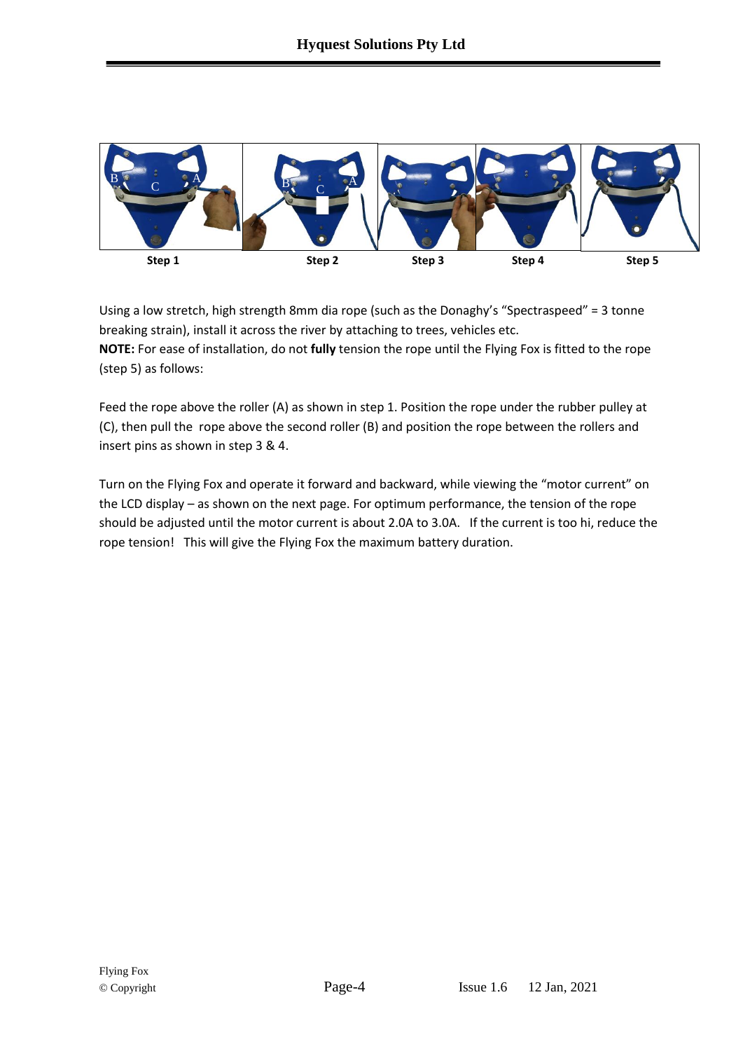Step 1 Step 2 Step 3 Step 4 Step 5

Using a low stretch, high strength 8mm dia rope (such as the Donaghy's "Spectraspeed" = 3 tonne breaking strain), install it across the river by attaching to trees, vehicles etc.

**NOTE:** For ease of installation, do not **fully** tension the rope until the Flying Fox is fitted to the rope (step 5) as follows:

Feed the rope above the roller (A) as shown in step 1. Position the rope under the rubber pulley at (C), then pull the rope above the second roller (B) and position the rope between the rollers and insert pins as shown in step 3 & 4.

Turn on the Flying Fox and operate it forward and backward, while viewing the "motor current" on the LCD display – as shown on the next page. For optimum performance, the tension of the rope should be adjusted until the motor current is about 2.0A to 3.0A. If the current is too hi, reduce the rope tension! This will give the Flying Fox the maximum battery duration.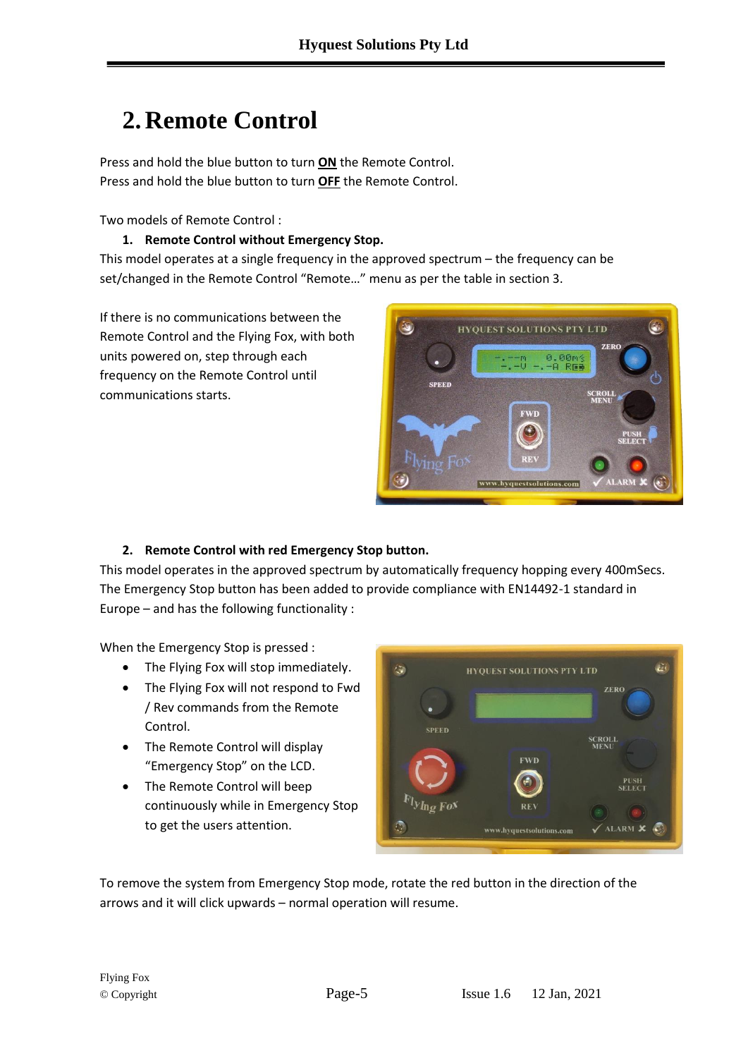# 2. Remote Control

Press and hold the blue button to turn **ON** the Remote Control.
Press and hold the blue button to turn **OFF** the Remote Control.

Two models of Remote Control :

1. **Remote Control without Emergency Stop.**

This model operates at a single frequency in the approved spectrum – the frequency can be set/changed in the Remote Control "Remote…" menu as per the table in section 3.

If there is no communications between the Remote Control and the Flying Fox, with both units powered on, step through each frequency on the Remote Control until communications starts.

2. **Remote Control with red Emergency Stop button.**

This model operates in the approved spectrum by automatically frequency hopping every 400mSecs. The Emergency Stop button has been added to provide compliance with EN14492-1 standard in Europe – and has the following functionality :

When the Emergency Stop is pressed :

- The Flying Fox will stop immediately.
- The Flying Fox will not respond to Fwd / Rev commands from the Remote Control.
- The Remote Control will display "Emergency Stop" on the LCD.
- The Remote Control will beep continuously while in Emergency Stop to get the users attention.

To remove the system from Emergency Stop mode, rotate the red button in the direction of the arrows and it will click upwards – normal operation will resume.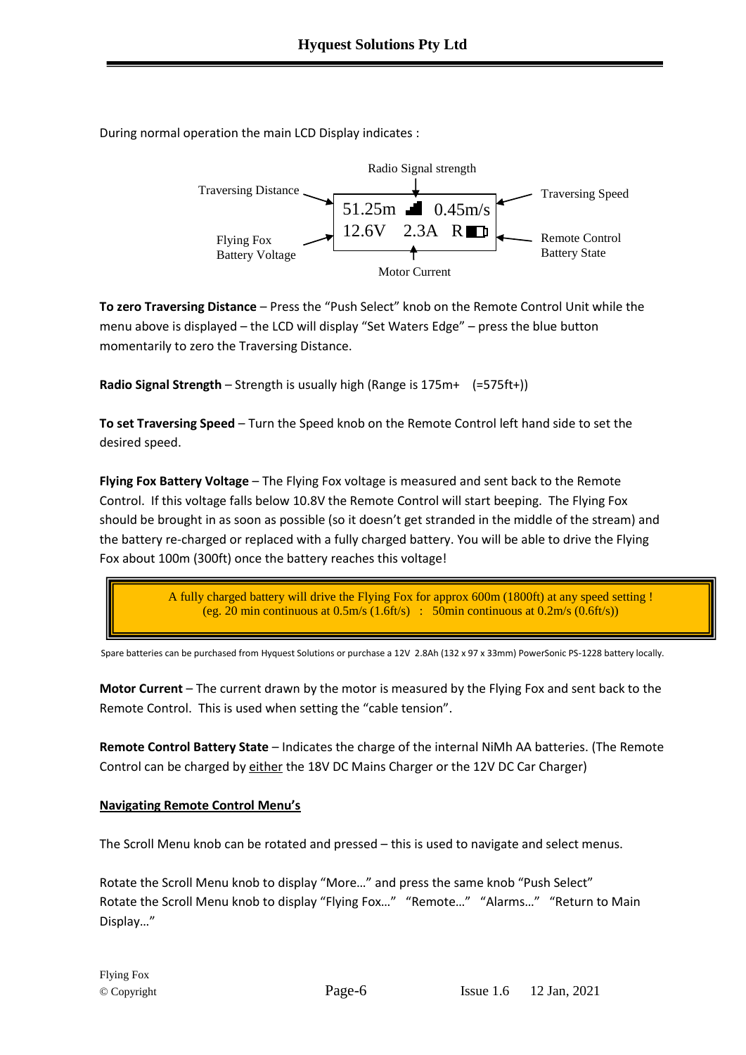During normal operation the main LCD Display indicates :

| | | |
|---|---|---|
| Traversing Distance → | 51.25m ▟ 0.45m/s | ← Traversing Speed |
| Flying Fox Battery Voltage → | 12.6V 2.3A R▭ | ← Remote Control Battery State |

(Radio Signal strength — indicated by the signal bars; Motor Current — indicated by the "2.3A" value)

**To zero Traversing Distance** – Press the "Push Select" knob on the Remote Control Unit while the menu above is displayed – the LCD will display "Set Waters Edge" – press the blue button momentarily to zero the Traversing Distance.

**Radio Signal Strength** – Strength is usually high (Range is 175m+ (=575ft+))

**To set Traversing Speed** – Turn the Speed knob on the Remote Control left hand side to set the desired speed.

**Flying Fox Battery Voltage** – The Flying Fox voltage is measured and sent back to the Remote Control. If this voltage falls below 10.8V the Remote Control will start beeping. The Flying Fox should be brought in as soon as possible (so it doesn't get stranded in the middle of the stream) and the battery re-charged or replaced with a fully charged battery. You will be able to drive the Flying Fox about 100m (300ft) once the battery reaches this voltage!

> A fully charged battery will drive the Flying Fox for approx 600m (1800ft) at any speed setting !
> (eg. 20 min continuous at 0.5m/s (1.6ft/s) : 50min continuous at 0.2m/s (0.6ft/s))

Spare batteries can be purchased from Hyquest Solutions or purchase a 12V 2.8Ah (132 x 97 x 33mm) PowerSonic PS-1228 battery locally.

**Motor Current** – The current drawn by the motor is measured by the Flying Fox and sent back to the Remote Control. This is used when setting the "cable tension".

**Remote Control Battery State** – Indicates the charge of the internal NiMh AA batteries. (The Remote Control can be charged by either the 18V DC Mains Charger or the 12V DC Car Charger)

## Navigating Remote Control Menu's

The Scroll Menu knob can be rotated and pressed – this is used to navigate and select menus.

Rotate the Scroll Menu knob to display "More…" and press the same knob "Push Select"
Rotate the Scroll Menu knob to display "Flying Fox…" "Remote…" "Alarms…" "Return to Main Display…"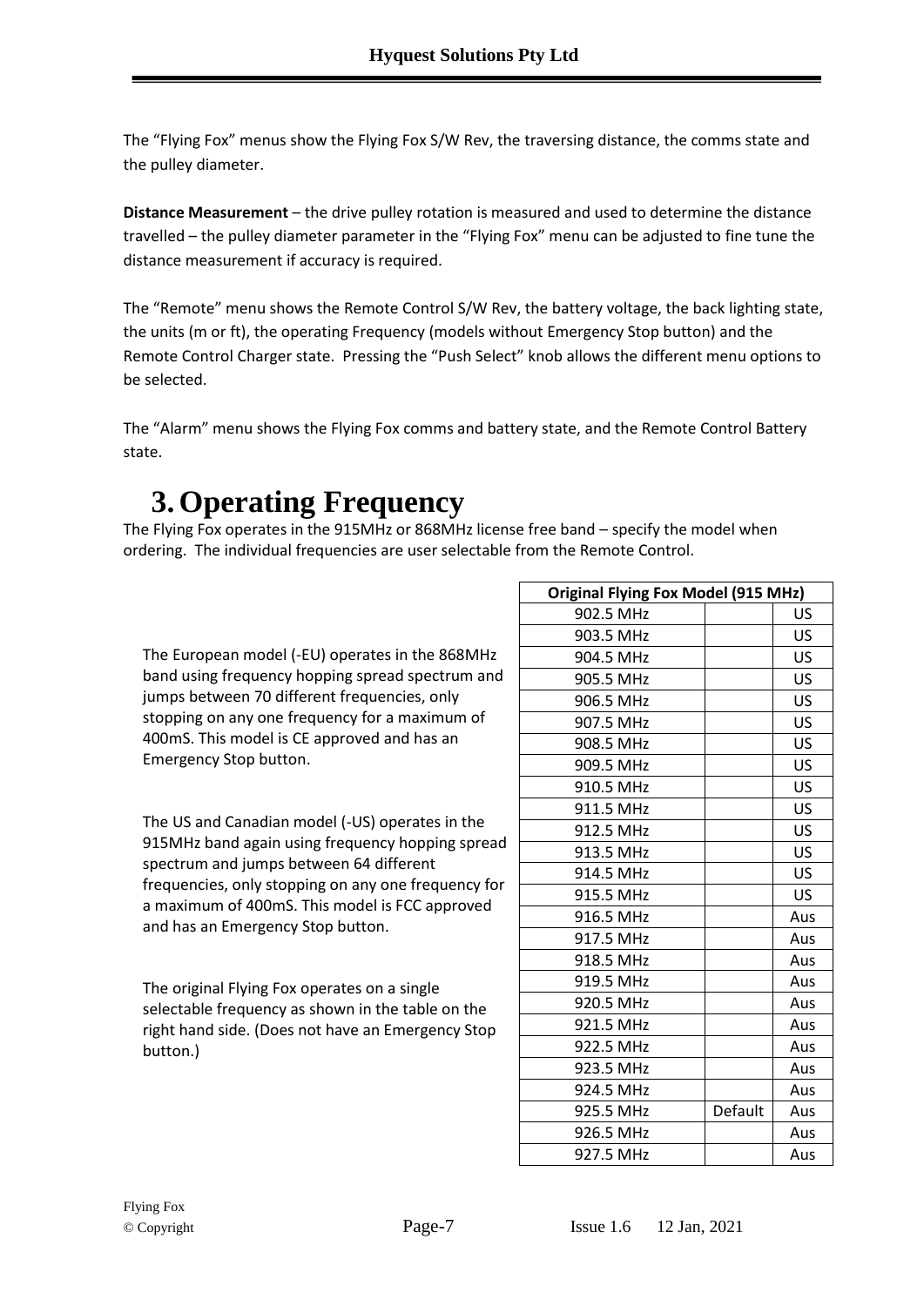The “Flying Fox” menus show the Flying Fox S/W Rev, the traversing distance, the comms state and the pulley diameter.

**Distance Measurement** – the drive pulley rotation is measured and used to determine the distance travelled – the pulley diameter parameter in the “Flying Fox” menu can be adjusted to fine tune the distance measurement if accuracy is required.

The “Remote” menu shows the Remote Control S/W Rev, the battery voltage, the back lighting state, the units (m or ft), the operating Frequency (models without Emergency Stop button) and the Remote Control Charger state. Pressing the “Push Select” knob allows the different menu options to be selected.

The “Alarm” menu shows the Flying Fox comms and battery state, and the Remote Control Battery state.

# 3. Operating Frequency

The Flying Fox operates in the 915MHz or 868MHz license free band – specify the model when ordering. The individual frequencies are user selectable from the Remote Control.

The European model (-EU) operates in the 868MHz band using frequency hopping spread spectrum and jumps between 70 different frequencies, only stopping on any one frequency for a maximum of 400mS. This model is CE approved and has an Emergency Stop button.

The US and Canadian model (-US) operates in the 915MHz band again using frequency hopping spread spectrum and jumps between 64 different frequencies, only stopping on any one frequency for a maximum of 400mS. This model is FCC approved and has an Emergency Stop button.

The original Flying Fox operates on a single selectable frequency as shown in the table on the right hand side. (Does not have an Emergency Stop button.)

| Original Flying Fox Model (915 MHz) | | |
|---|---|---|
| 902.5 MHz | | US |
| 903.5 MHz | | US |
| 904.5 MHz | | US |
| 905.5 MHz | | US |
| 906.5 MHz | | US |
| 907.5 MHz | | US |
| 908.5 MHz | | US |
| 909.5 MHz | | US |
| 910.5 MHz | | US |
| 911.5 MHz | | US |
| 912.5 MHz | | US |
| 913.5 MHz | | US |
| 914.5 MHz | | US |
| 915.5 MHz | | US |
| 916.5 MHz | | Aus |
| 917.5 MHz | | Aus |
| 918.5 MHz | | Aus |
| 919.5 MHz | | Aus |
| 920.5 MHz | | Aus |
| 921.5 MHz | | Aus |
| 922.5 MHz | | Aus |
| 923.5 MHz | | Aus |
| 924.5 MHz | | Aus |
| 925.5 MHz | Default | Aus |
| 926.5 MHz | | Aus |
| 927.5 MHz | | Aus |